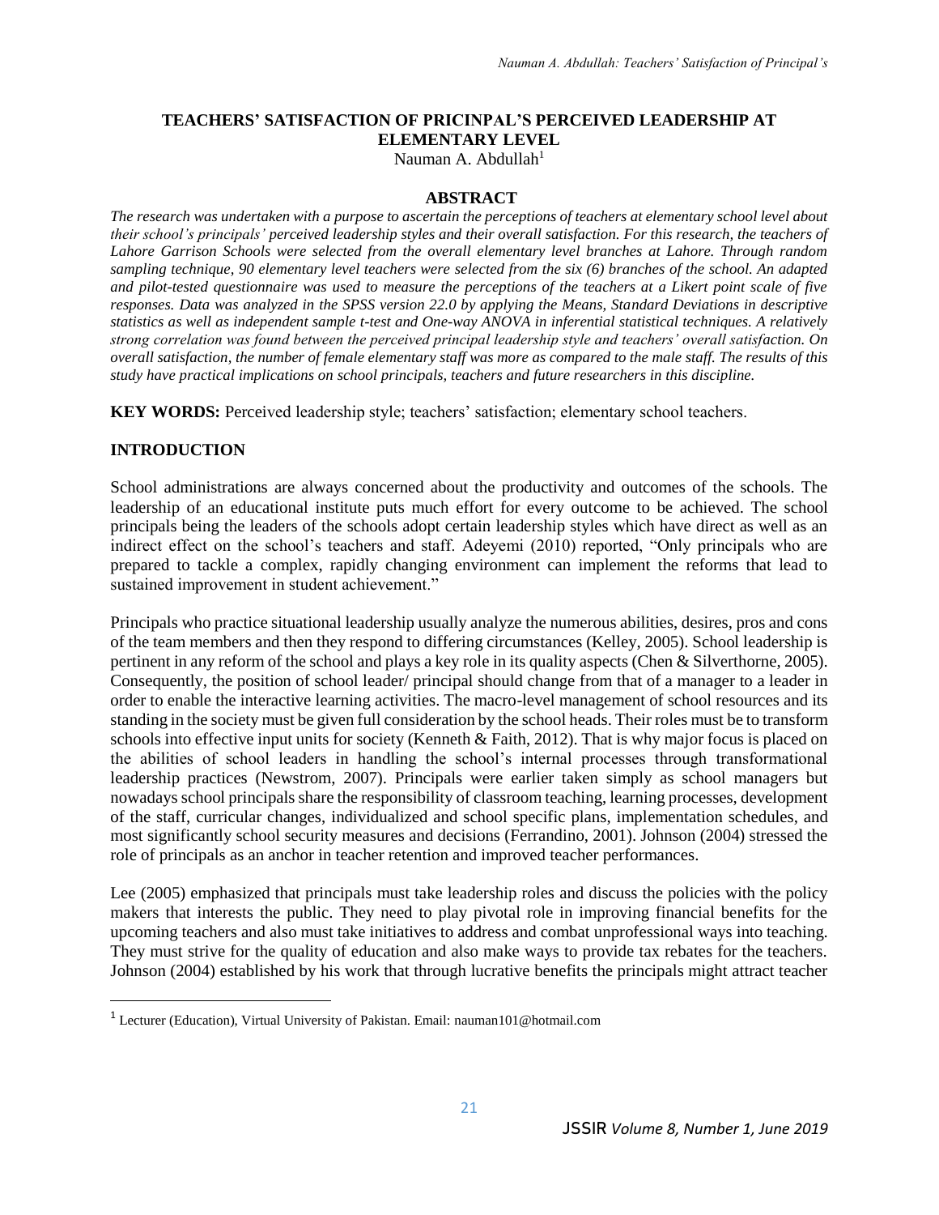# TEACHERS' SATISFACTION OF PRICINPAL'S PERCEIVED LEADERSHIP AT ELEMENTARY LEVEL

Nauman A. Abdullah[1]

## ABSTRACT

*The research was undertaken with a purpose to ascertain the perceptions of teachers at elementary school level about their school's principals' perceived leadership styles and their overall satisfaction. For this research, the teachers of Lahore Garrison Schools were selected from the overall elementary level branches at Lahore. Through random sampling technique, 90 elementary level teachers were selected from the six (6) branches of the school. An adapted and pilot-tested questionnaire was used to measure the perceptions of the teachers at a Likert point scale of five responses. Data was analyzed in the SPSS version 22.0 by applying the Means, Standard Deviations in descriptive statistics as well as independent sample t-test and One-way ANOVA in inferential statistical techniques. A relatively strong correlation was found between the perceived principal leadership style and teachers' overall satisfaction. On overall satisfaction, the number of female elementary staff was more as compared to the male staff. The results of this study have practical implications on school principals, teachers and future researchers in this discipline.*

**KEY WORDS:** Perceived leadership style; teachers' satisfaction; elementary school teachers.

## INTRODUCTION

School administrations are always concerned about the productivity and outcomes of the schools. The leadership of an educational institute puts much effort for every outcome to be achieved. The school principals being the leaders of the schools adopt certain leadership styles which have direct as well as an indirect effect on the school's teachers and staff. Adeyemi (2010) reported, "Only principals who are prepared to tackle a complex, rapidly changing environment can implement the reforms that lead to sustained improvement in student achievement."

Principals who practice situational leadership usually analyze the numerous abilities, desires, pros and cons of the team members and then they respond to differing circumstances (Kelley, 2005). School leadership is pertinent in any reform of the school and plays a key role in its quality aspects (Chen & Silverthorne, 2005). Consequently, the position of school leader/ principal should change from that of a manager to a leader in order to enable the interactive learning activities. The macro-level management of school resources and its standing in the society must be given full consideration by the school heads. Their roles must be to transform schools into effective input units for society (Kenneth & Faith, 2012). That is why major focus is placed on the abilities of school leaders in handling the school's internal processes through transformational leadership practices (Newstrom, 2007). Principals were earlier taken simply as school managers but nowadays school principals share the responsibility of classroom teaching, learning processes, development of the staff, curricular changes, individualized and school specific plans, implementation schedules, and most significantly school security measures and decisions (Ferrandino, 2001). Johnson (2004) stressed the role of principals as an anchor in teacher retention and improved teacher performances.

Lee (2005) emphasized that principals must take leadership roles and discuss the policies with the policy makers that interests the public. They need to play pivotal role in improving financial benefits for the upcoming teachers and also must take initiatives to address and combat unprofessional ways into teaching. They must strive for the quality of education and also make ways to provide tax rebates for the teachers. Johnson (2004) established by his work that through lucrative benefits the principals might attract teacher

[1] Lecturer (Education), Virtual University of Pakistan. Email: nauman101@hotmail.com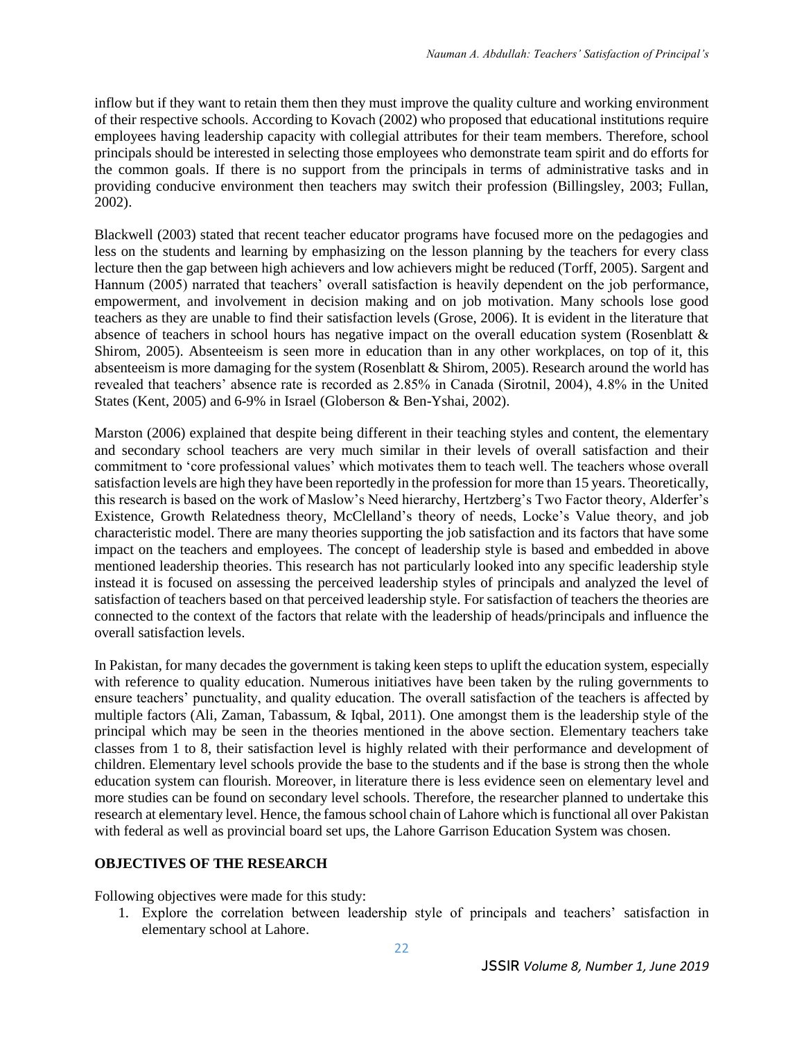inflow but if they want to retain them then they must improve the quality culture and working environment of their respective schools. According to Kovach (2002) who proposed that educational institutions require employees having leadership capacity with collegial attributes for their team members. Therefore, school principals should be interested in selecting those employees who demonstrate team spirit and do efforts for the common goals. If there is no support from the principals in terms of administrative tasks and in providing conducive environment then teachers may switch their profession (Billingsley, 2003; Fullan, 2002).

Blackwell (2003) stated that recent teacher educator programs have focused more on the pedagogies and less on the students and learning by emphasizing on the lesson planning by the teachers for every class lecture then the gap between high achievers and low achievers might be reduced (Torff, 2005). Sargent and Hannum (2005) narrated that teachers' overall satisfaction is heavily dependent on the job performance, empowerment, and involvement in decision making and on job motivation. Many schools lose good teachers as they are unable to find their satisfaction levels (Grose, 2006). It is evident in the literature that absence of teachers in school hours has negative impact on the overall education system (Rosenblatt & Shirom, 2005). Absenteeism is seen more in education than in any other workplaces, on top of it, this absenteeism is more damaging for the system (Rosenblatt & Shirom, 2005). Research around the world has revealed that teachers' absence rate is recorded as 2.85% in Canada (Sirotnil, 2004), 4.8% in the United States (Kent, 2005) and 6-9% in Israel (Globerson & Ben-Yshai, 2002).

Marston (2006) explained that despite being different in their teaching styles and content, the elementary and secondary school teachers are very much similar in their levels of overall satisfaction and their commitment to 'core professional values' which motivates them to teach well. The teachers whose overall satisfaction levels are high they have been reportedly in the profession for more than 15 years. Theoretically, this research is based on the work of Maslow's Need hierarchy, Hertzberg's Two Factor theory, Alderfer's Existence, Growth Relatedness theory, McClelland's theory of needs, Locke's Value theory, and job characteristic model. There are many theories supporting the job satisfaction and its factors that have some impact on the teachers and employees. The concept of leadership style is based and embedded in above mentioned leadership theories. This research has not particularly looked into any specific leadership style instead it is focused on assessing the perceived leadership styles of principals and analyzed the level of satisfaction of teachers based on that perceived leadership style. For satisfaction of teachers the theories are connected to the context of the factors that relate with the leadership of heads/principals and influence the overall satisfaction levels.

In Pakistan, for many decades the government is taking keen steps to uplift the education system, especially with reference to quality education. Numerous initiatives have been taken by the ruling governments to ensure teachers' punctuality, and quality education. The overall satisfaction of the teachers is affected by multiple factors (Ali, Zaman, Tabassum, & Iqbal, 2011). One amongst them is the leadership style of the principal which may be seen in the theories mentioned in the above section. Elementary teachers take classes from 1 to 8, their satisfaction level is highly related with their performance and development of children. Elementary level schools provide the base to the students and if the base is strong then the whole education system can flourish. Moreover, in literature there is less evidence seen on elementary level and more studies can be found on secondary level schools. Therefore, the researcher planned to undertake this research at elementary level. Hence, the famous school chain of Lahore which is functional all over Pakistan with federal as well as provincial board set ups, the Lahore Garrison Education System was chosen.

## OBJECTIVES OF THE RESEARCH

Following objectives were made for this study:

1. Explore the correlation between leadership style of principals and teachers' satisfaction in elementary school at Lahore.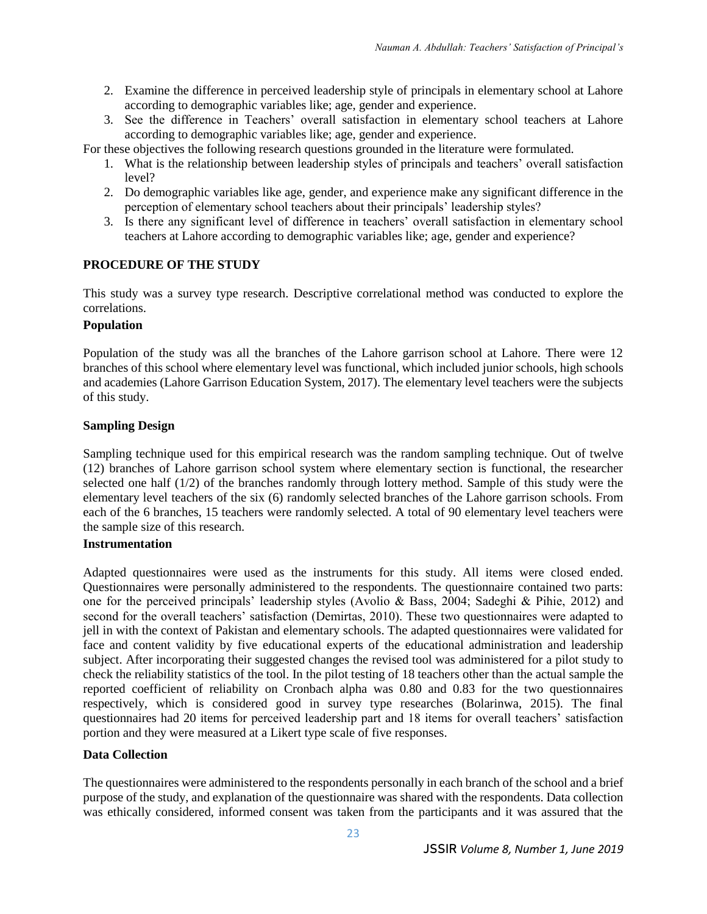2. Examine the difference in perceived leadership style of principals in elementary school at Lahore according to demographic variables like; age, gender and experience.
3. See the difference in Teachers' overall satisfaction in elementary school teachers at Lahore according to demographic variables like; age, gender and experience.

For these objectives the following research questions grounded in the literature were formulated.

1. What is the relationship between leadership styles of principals and teachers' overall satisfaction level?
2. Do demographic variables like age, gender, and experience make any significant difference in the perception of elementary school teachers about their principals' leadership styles?
3. Is there any significant level of difference in teachers' overall satisfaction in elementary school teachers at Lahore according to demographic variables like; age, gender and experience?

## PROCEDURE OF THE STUDY

This study was a survey type research. Descriptive correlational method was conducted to explore the correlations.

### Population

Population of the study was all the branches of the Lahore garrison school at Lahore. There were 12 branches of this school where elementary level was functional, which included junior schools, high schools and academies (Lahore Garrison Education System, 2017). The elementary level teachers were the subjects of this study.

### Sampling Design

Sampling technique used for this empirical research was the random sampling technique. Out of twelve (12) branches of Lahore garrison school system where elementary section is functional, the researcher selected one half (1/2) of the branches randomly through lottery method. Sample of this study were the elementary level teachers of the six (6) randomly selected branches of the Lahore garrison schools. From each of the 6 branches, 15 teachers were randomly selected. A total of 90 elementary level teachers were the sample size of this research.

### Instrumentation

Adapted questionnaires were used as the instruments for this study. All items were closed ended. Questionnaires were personally administered to the respondents. The questionnaire contained two parts: one for the perceived principals' leadership styles (Avolio & Bass, 2004; Sadeghi & Pihie, 2012) and second for the overall teachers' satisfaction (Demirtas, 2010). These two questionnaires were adapted to jell in with the context of Pakistan and elementary schools. The adapted questionnaires were validated for face and content validity by five educational experts of the educational administration and leadership subject. After incorporating their suggested changes the revised tool was administered for a pilot study to check the reliability statistics of the tool. In the pilot testing of 18 teachers other than the actual sample the reported coefficient of reliability on Cronbach alpha was 0.80 and 0.83 for the two questionnaires respectively, which is considered good in survey type researches (Bolarinwa, 2015). The final questionnaires had 20 items for perceived leadership part and 18 items for overall teachers' satisfaction portion and they were measured at a Likert type scale of five responses.

### Data Collection

The questionnaires were administered to the respondents personally in each branch of the school and a brief purpose of the study, and explanation of the questionnaire was shared with the respondents. Data collection was ethically considered, informed consent was taken from the participants and it was assured that the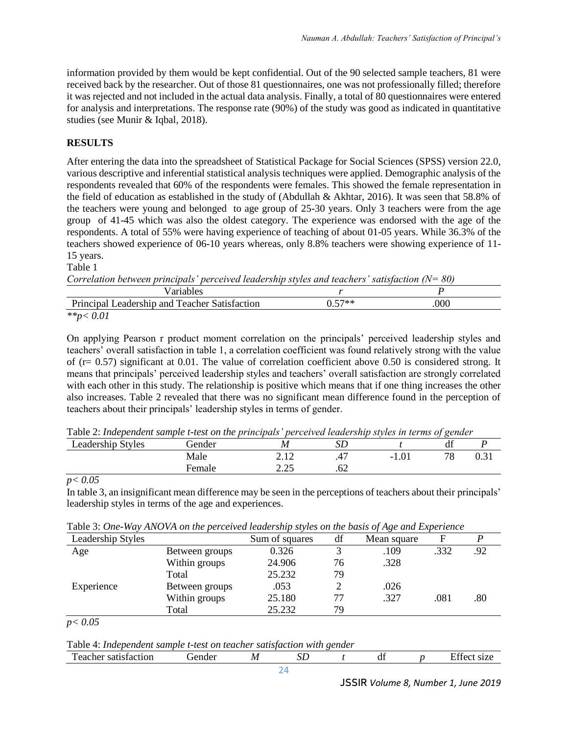information provided by them would be kept confidential. Out of the 90 selected sample teachers, 81 were received back by the researcher. Out of those 81 questionnaires, one was not professionally filled; therefore it was rejected and not included in the actual data analysis. Finally, a total of 80 questionnaires were entered for analysis and interpretations. The response rate (90%) of the study was good as indicated in quantitative studies (see Munir & Iqbal, 2018).

## RESULTS

After entering the data into the spreadsheet of Statistical Package for Social Sciences (SPSS) version 22.0, various descriptive and inferential statistical analysis techniques were applied. Demographic analysis of the respondents revealed that 60% of the respondents were females. This showed the female representation in the field of education as established in the study of (Abdullah & Akhtar, 2016). It was seen that 58.8% of the teachers were young and belonged to age group of 25-30 years. Only 3 teachers were from the age group of 41-45 which was also the oldest category. The experience was endorsed with the age of the respondents. A total of 55% were having experience of teaching of about 01-05 years. While 36.3% of the teachers showed experience of 06-10 years whereas, only 8.8% teachers were showing experience of 11-15 years.

Table 1

*Correlation between principals' perceived leadership styles and teachers' satisfaction (N= 80)*

| Variables | *r* | *P* |
|---|---|---|
| Principal Leadership and Teacher Satisfaction | 0.57** | .000 |

*$^{**}p < 0.01$*

On applying Pearson r product moment correlation on the principals' perceived leadership styles and teachers' overall satisfaction in table 1, a correlation coefficient was found relatively strong with the value of (r= 0.57) significant at 0.01. The value of correlation coefficient above 0.50 is considered strong. It means that principals' perceived leadership styles and teachers' overall satisfaction are strongly correlated with each other in this study. The relationship is positive which means that if one thing increases the other also increases. Table 2 revealed that there was no significant mean difference found in the perception of teachers about their principals' leadership styles in terms of gender.

Table 2: *Independent sample t-test on the principals' perceived leadership styles in terms of gender*

| Leadership Styles | Gender | *M* | *SD* | *t* | df | *P* |
|---|---|---|---|---|---|---|
| | Male | 2.12 | .47 | -1.01 | 78 | 0.31 |
| | Female | 2.25 | .62 | | | |

*$p < 0.05$*

In table 3, an insignificant mean difference may be seen in the perceptions of teachers about their principals' leadership styles in terms of the age and experiences.

Table 3: *One-Way ANOVA on the perceived leadership styles on the basis of Age and Experience*

| Leadership Styles | | Sum of squares | df | Mean square | F | *P* |
|---|---|---|---|---|---|---|
| Age | Between groups | 0.326 | 3 | .109 | .332 | .92 |
| | Within groups | 24.906 | 76 | .328 | | |
| | Total | 25.232 | 79 | | | |
| Experience | Between groups | .053 | 2 | .026 | | |
| | Within groups | 25.180 | 77 | .327 | .081 | .80 |
| | Total | 25.232 | 79 | | | |

*$p < 0.05$*

Table 4: *Independent sample t-test on teacher satisfaction with gender*

| Teacher satisfaction | Gender | *M* | *SD* | *t* | df | *p* | Effect size |
|---|---|---|---|---|---|---|---|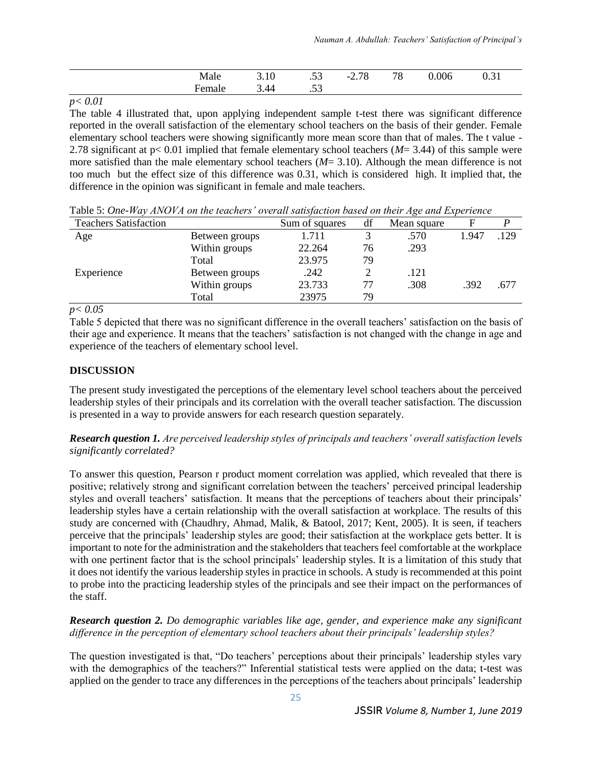| | Male | 3.10 | .53 | -2.78 | 78 | 0.006 | 0.31 |
|---|---|---|---|---|---|---|---|
| | Female | 3.44 | .53 | | | | |

*$p < 0.01$*

The table 4 illustrated that, upon applying independent sample t-test there was significant difference reported in the overall satisfaction of the elementary school teachers on the basis of their gender. Female elementary school teachers were showing significantly more mean score than that of males. The t value -2.78 significant at $p < 0.01$ implied that female elementary school teachers ($M$= 3.44) of this sample were more satisfied than the male elementary school teachers ($M$= 3.10). Although the mean difference is not too much but the effect size of this difference was 0.31, which is considered high. It implied that, the difference in the opinion was significant in female and male teachers.

Table 5: *One-Way ANOVA on the teachers' overall satisfaction based on their Age and Experience*

| Teachers Satisfaction | | Sum of squares | df | Mean square | F | *P* |
|---|---|---|---|---|---|---|
| Age | Between groups | 1.711 | 3 | .570 | 1.947 | .129 |
| | Within groups | 22.264 | 76 | .293 | | |
| | Total | 23.975 | 79 | | | |
| Experience | Between groups | .242 | 2 | .121 | | |
| | Within groups | 23.733 | 77 | .308 | .392 | .677 |
| | Total | 23975 | 79 | | | |

*$p < 0.05$*

Table 5 depicted that there was no significant difference in the overall teachers' satisfaction on the basis of their age and experience. It means that the teachers' satisfaction is not changed with the change in age and experience of the teachers of elementary school level.

## DISCUSSION

The present study investigated the perceptions of the elementary level school teachers about the perceived leadership styles of their principals and its correlation with the overall teacher satisfaction. The discussion is presented in a way to provide answers for each research question separately.

***Research question 1.*** *Are perceived leadership styles of principals and teachers' overall satisfaction levels significantly correlated?*

To answer this question, Pearson r product moment correlation was applied, which revealed that there is positive; relatively strong and significant correlation between the teachers' perceived principal leadership styles and overall teachers' satisfaction. It means that the perceptions of teachers about their principals' leadership styles have a certain relationship with the overall satisfaction at workplace. The results of this study are concerned with (Chaudhry, Ahmad, Malik, & Batool, 2017; Kent, 2005). It is seen, if teachers perceive that the principals' leadership styles are good; their satisfaction at the workplace gets better. It is important to note for the administration and the stakeholders that teachers feel comfortable at the workplace with one pertinent factor that is the school principals' leadership styles. It is a limitation of this study that it does not identify the various leadership styles in practice in schools. A study is recommended at this point to probe into the practicing leadership styles of the principals and see their impact on the performances of the staff.

***Research question 2.*** *Do demographic variables like age, gender, and experience make any significant difference in the perception of elementary school teachers about their principals' leadership styles?*

The question investigated is that, "Do teachers' perceptions about their principals' leadership styles vary with the demographics of the teachers?" Inferential statistical tests were applied on the data; t-test was applied on the gender to trace any differences in the perceptions of the teachers about principals' leadership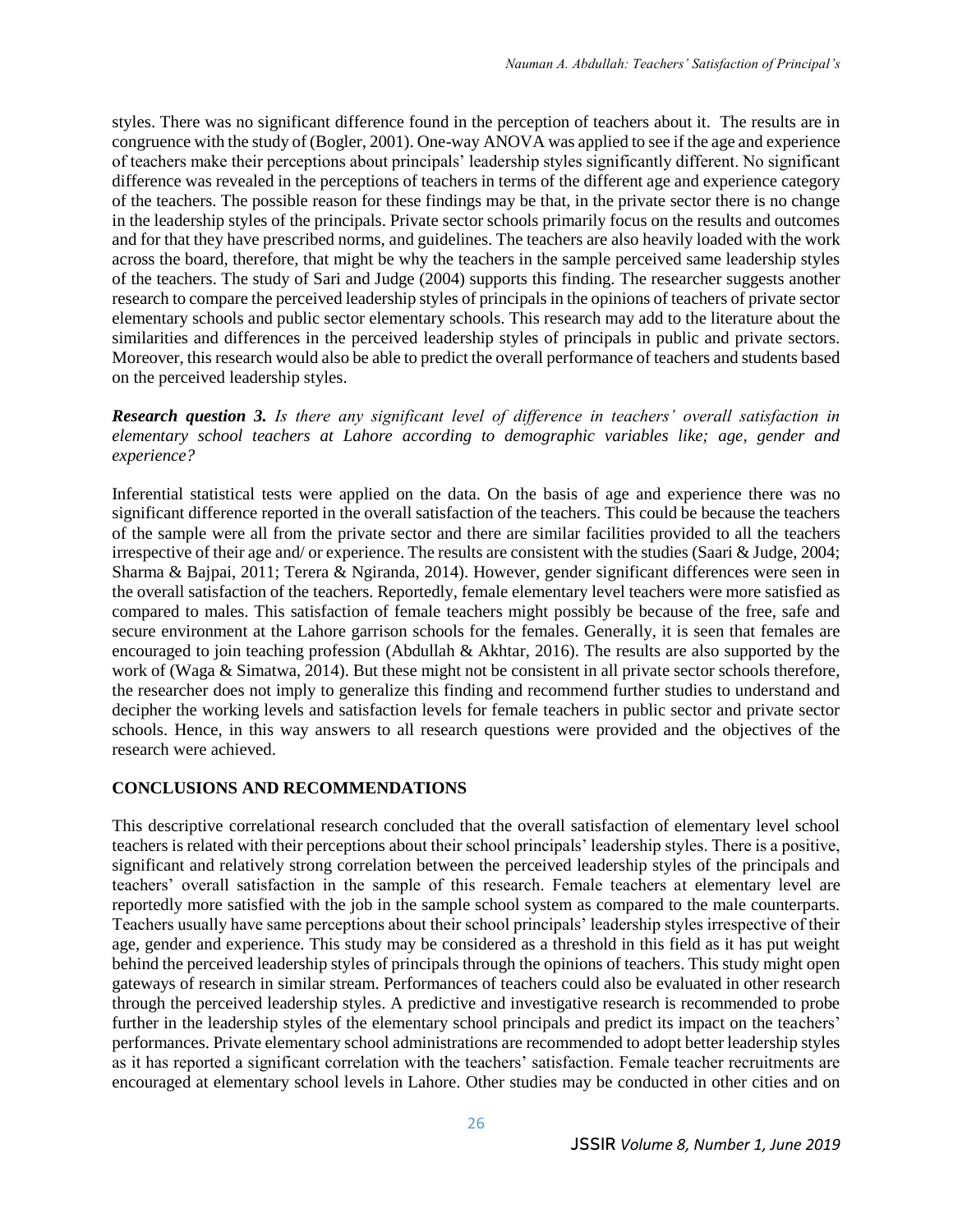styles. There was no significant difference found in the perception of teachers about it. The results are in congruence with the study of (Bogler, 2001). One-way ANOVA was applied to see if the age and experience of teachers make their perceptions about principals' leadership styles significantly different. No significant difference was revealed in the perceptions of teachers in terms of the different age and experience category of the teachers. The possible reason for these findings may be that, in the private sector there is no change in the leadership styles of the principals. Private sector schools primarily focus on the results and outcomes and for that they have prescribed norms, and guidelines. The teachers are also heavily loaded with the work across the board, therefore, that might be why the teachers in the sample perceived same leadership styles of the teachers. The study of Sari and Judge (2004) supports this finding. The researcher suggests another research to compare the perceived leadership styles of principals in the opinions of teachers of private sector elementary schools and public sector elementary schools. This research may add to the literature about the similarities and differences in the perceived leadership styles of principals in public and private sectors. Moreover, this research would also be able to predict the overall performance of teachers and students based on the perceived leadership styles.

***Research question 3.*** *Is there any significant level of difference in teachers' overall satisfaction in elementary school teachers at Lahore according to demographic variables like; age, gender and experience?*

Inferential statistical tests were applied on the data. On the basis of age and experience there was no significant difference reported in the overall satisfaction of the teachers. This could be because the teachers of the sample were all from the private sector and there are similar facilities provided to all the teachers irrespective of their age and/ or experience. The results are consistent with the studies (Saari & Judge, 2004; Sharma & Bajpai, 2011; Terera & Ngiranda, 2014). However, gender significant differences were seen in the overall satisfaction of the teachers. Reportedly, female elementary level teachers were more satisfied as compared to males. This satisfaction of female teachers might possibly be because of the free, safe and secure environment at the Lahore garrison schools for the females. Generally, it is seen that females are encouraged to join teaching profession (Abdullah & Akhtar, 2016). The results are also supported by the work of (Waga & Simatwa, 2014). But these might not be consistent in all private sector schools therefore, the researcher does not imply to generalize this finding and recommend further studies to understand and decipher the working levels and satisfaction levels for female teachers in public sector and private sector schools. Hence, in this way answers to all research questions were provided and the objectives of the research were achieved.

## CONCLUSIONS AND RECOMMENDATIONS

This descriptive correlational research concluded that the overall satisfaction of elementary level school teachers is related with their perceptions about their school principals' leadership styles. There is a positive, significant and relatively strong correlation between the perceived leadership styles of the principals and teachers' overall satisfaction in the sample of this research. Female teachers at elementary level are reportedly more satisfied with the job in the sample school system as compared to the male counterparts. Teachers usually have same perceptions about their school principals' leadership styles irrespective of their age, gender and experience. This study may be considered as a threshold in this field as it has put weight behind the perceived leadership styles of principals through the opinions of teachers. This study might open gateways of research in similar stream. Performances of teachers could also be evaluated in other research through the perceived leadership styles. A predictive and investigative research is recommended to probe further in the leadership styles of the elementary school principals and predict its impact on the teachers' performances. Private elementary school administrations are recommended to adopt better leadership styles as it has reported a significant correlation with the teachers' satisfaction. Female teacher recruitments are encouraged at elementary school levels in Lahore. Other studies may be conducted in other cities and on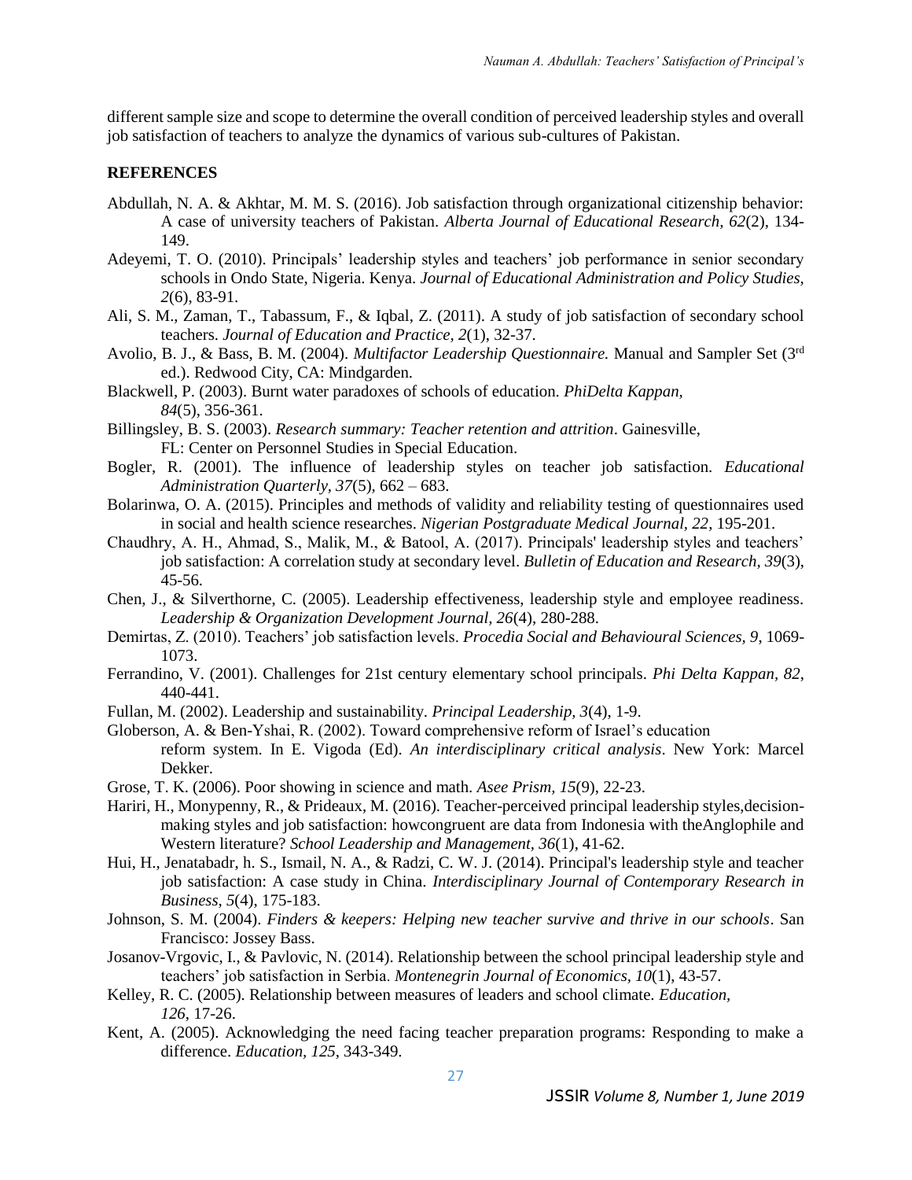different sample size and scope to determine the overall condition of perceived leadership styles and overall job satisfaction of teachers to analyze the dynamics of various sub-cultures of Pakistan.

## REFERENCES

Abdullah, N. A. & Akhtar, M. M. S. (2016). Job satisfaction through organizational citizenship behavior: A case of university teachers of Pakistan. *Alberta Journal of Educational Research, 62*(2), 134-149.

Adeyemi, T. O. (2010). Principals' leadership styles and teachers' job performance in senior secondary schools in Ondo State, Nigeria. Kenya. *Journal of Educational Administration and Policy Studies, 2*(6), 83-91.

Ali, S. M., Zaman, T., Tabassum, F., & Iqbal, Z. (2011). A study of job satisfaction of secondary school teachers. *Journal of Education and Practice, 2*(1), 32-37.

Avolio, B. J., & Bass, B. M. (2004). *Multifactor Leadership Questionnaire.* Manual and Sampler Set (3rd ed.). Redwood City, CA: Mindgarden.

Blackwell, P. (2003). Burnt water paradoxes of schools of education. *PhiDelta Kappan, 84*(5), 356-361.

Billingsley, B. S. (2003). *Research summary: Teacher retention and attrition*. Gainesville, FL: Center on Personnel Studies in Special Education.

Bogler, R. (2001). The influence of leadership styles on teacher job satisfaction. *Educational Administration Quarterly, 37*(5), 662 – 683.

Bolarinwa, O. A. (2015). Principles and methods of validity and reliability testing of questionnaires used in social and health science researches. *Nigerian Postgraduate Medical Journal, 22*, 195-201.

Chaudhry, A. H., Ahmad, S., Malik, M., & Batool, A. (2017). Principals' leadership styles and teachers' job satisfaction: A correlation study at secondary level. *Bulletin of Education and Research, 39*(3), 45-56.

Chen, J., & Silverthorne, C. (2005). Leadership effectiveness, leadership style and employee readiness. *Leadership & Organization Development Journal, 26*(4), 280-288.

Demirtas, Z. (2010). Teachers' job satisfaction levels. *Procedia Social and Behavioural Sciences, 9*, 1069-1073.

Ferrandino, V. (2001). Challenges for 21st century elementary school principals. *Phi Delta Kappan, 82*, 440-441.

Fullan, M. (2002). Leadership and sustainability. *Principal Leadership, 3*(4), 1-9.

Globerson, A. & Ben-Yshai, R. (2002). Toward comprehensive reform of Israel's education reform system. In E. Vigoda (Ed). *An interdisciplinary critical analysis*. New York: Marcel Dekker.

Grose, T. K. (2006). Poor showing in science and math. *Asee Prism, 15*(9), 22-23.

Hariri, H., Monypenny, R., & Prideaux, M. (2016). Teacher-perceived principal leadership styles,decision-making styles and job satisfaction: howcongruent are data from Indonesia with theAnglophile and Western literature? *School Leadership and Management, 36*(1), 41-62.

Hui, H., Jenatabadr, h. S., Ismail, N. A., & Radzi, C. W. J. (2014). Principal's leadership style and teacher job satisfaction: A case study in China. *Interdisciplinary Journal of Contemporary Research in Business, 5*(4), 175-183.

Johnson, S. M. (2004). *Finders & keepers: Helping new teacher survive and thrive in our schools*. San Francisco: Jossey Bass.

Josanov-Vrgovic, I., & Pavlovic, N. (2014). Relationship between the school principal leadership style and teachers' job satisfaction in Serbia. *Montenegrin Journal of Economics, 10*(1), 43-57.

Kelley, R. C. (2005). Relationship between measures of leaders and school climate. *Education, 126*, 17-26.

Kent, A. (2005). Acknowledging the need facing teacher preparation programs: Responding to make a difference. *Education, 125*, 343-349.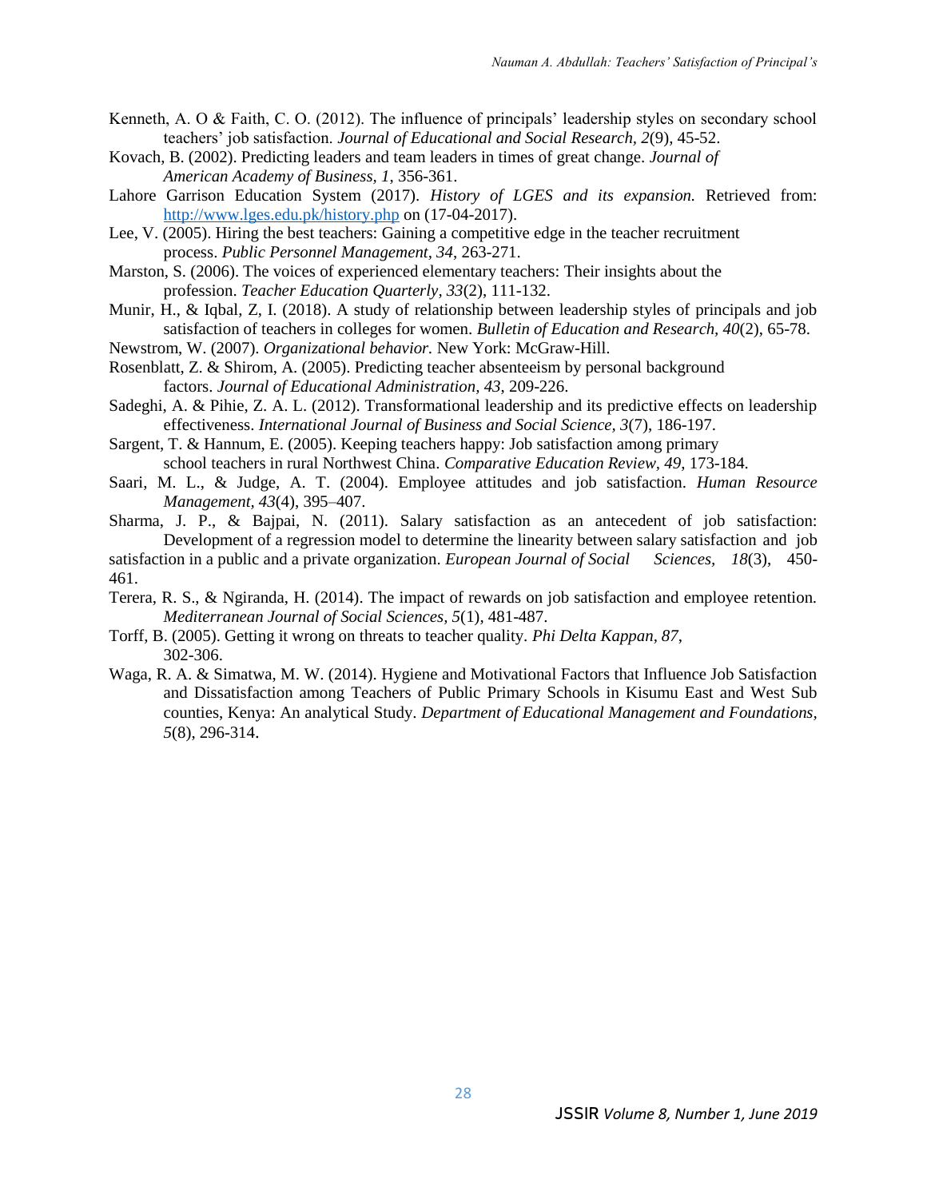Kenneth, A. O & Faith, C. O. (2012). The influence of principals' leadership styles on secondary school teachers' job satisfaction. *Journal of Educational and Social Research, 2*(9), 45-52.

Kovach, B. (2002). Predicting leaders and team leaders in times of great change. *Journal of American Academy of Business, 1*, 356-361.

Lahore Garrison Education System (2017). *History of LGES and its expansion.* Retrieved from: [http://www.lges.edu.pk/history.php](http://www.lges.edu.pk/history.php) on (17-04-2017).

Lee, V. (2005). Hiring the best teachers: Gaining a competitive edge in the teacher recruitment process. *Public Personnel Management, 34*, 263-271.

Marston, S. (2006). The voices of experienced elementary teachers: Their insights about the profession. *Teacher Education Quarterly, 33*(2), 111-132.

Munir, H., & Iqbal, Z, I. (2018). A study of relationship between leadership styles of principals and job satisfaction of teachers in colleges for women. *Bulletin of Education and Research, 40*(2), 65-78.

Newstrom, W. (2007). *Organizational behavior.* New York: McGraw-Hill.

Rosenblatt, Z. & Shirom, A. (2005). Predicting teacher absenteeism by personal background factors. *Journal of Educational Administration, 43*, 209-226.

Sadeghi, A. & Pihie, Z. A. L. (2012). Transformational leadership and its predictive effects on leadership effectiveness. *International Journal of Business and Social Science, 3*(7), 186-197.

Sargent, T. & Hannum, E. (2005). Keeping teachers happy: Job satisfaction among primary school teachers in rural Northwest China. *Comparative Education Review, 49*, 173-184.

Saari, M. L., & Judge, A. T. (2004). Employee attitudes and job satisfaction. *Human Resource Management, 43*(4), 395–407.

Sharma, J. P., & Bajpai, N. (2011). Salary satisfaction as an antecedent of job satisfaction: Development of a regression model to determine the linearity between salary satisfaction and job satisfaction in a public and a private organization. *European Journal of Social Sciences, 18*(3), 450-461.

Terera, R. S., & Ngiranda, H. (2014). The impact of rewards on job satisfaction and employee retention. *Mediterranean Journal of Social Sciences, 5*(1), 481-487.

Torff, B. (2005). Getting it wrong on threats to teacher quality. *Phi Delta Kappan, 87*, 302-306.

Waga, R. A. & Simatwa, M. W. (2014). Hygiene and Motivational Factors that Influence Job Satisfaction and Dissatisfaction among Teachers of Public Primary Schools in Kisumu East and West Sub counties, Kenya: An analytical Study. *Department of Educational Management and Foundations, 5*(8), 296-314.